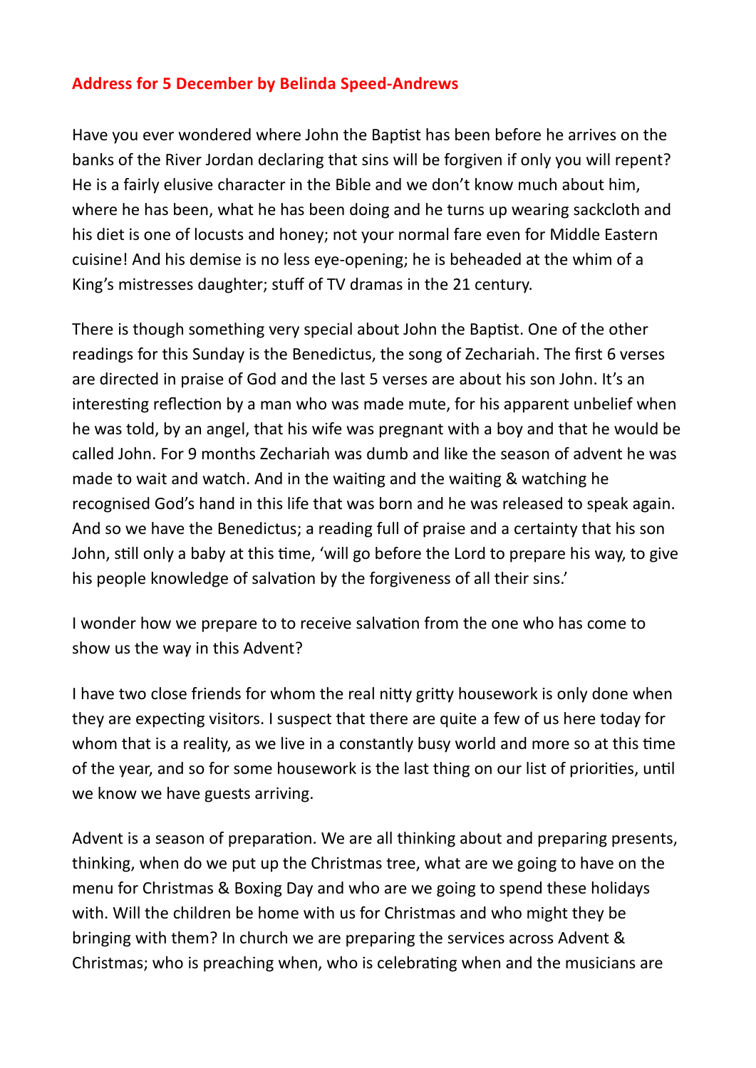**Address for 5 December by Belinda Speed-Andrews**

Have you ever wondered where John the Baptist has been before he arrives on the banks of the River Jordan declaring that sins will be forgiven if only you will repent? He is a fairly elusive character in the Bible and we don't know much about him, where he has been, what he has been doing and he turns up wearing sackcloth and his diet is one of locusts and honey; not your normal fare even for Middle Eastern cuisine! And his demise is no less eye-opening; he is beheaded at the whim of a King's mistresses daughter; stuff of TV dramas in the 21 century.

There is though something very special about John the Baptist. One of the other readings for this Sunday is the Benedictus, the song of Zechariah. The first 6 verses are directed in praise of God and the last 5 verses are about his son John. It's an interesting reflection by a man who was made mute, for his apparent unbelief when he was told, by an angel, that his wife was pregnant with a boy and that he would be called John. For 9 months Zechariah was dumb and like the season of advent he was made to wait and watch. And in the waiting and the waiting & watching he recognised God's hand in this life that was born and he was released to speak again. And so we have the Benedictus; a reading full of praise and a certainty that his son John, still only a baby at this time, 'will go before the Lord to prepare his way, to give his people knowledge of salvation by the forgiveness of all their sins.'

I wonder how we prepare to to receive salvation from the one who has come to show us the way in this Advent?

I have two close friends for whom the real nitty gritty housework is only done when they are expecting visitors. I suspect that there are quite a few of us here today for whom that is a reality, as we live in a constantly busy world and more so at this time of the year, and so for some housework is the last thing on our list of priorities, until we know we have guests arriving.

Advent is a season of preparation. We are all thinking about and preparing presents, thinking, when do we put up the Christmas tree, what are we going to have on the menu for Christmas & Boxing Day and who are we going to spend these holidays with. Will the children be home with us for Christmas and who might they be bringing with them? In church we are preparing the services across Advent & Christmas; who is preaching when, who is celebrating when and the musicians are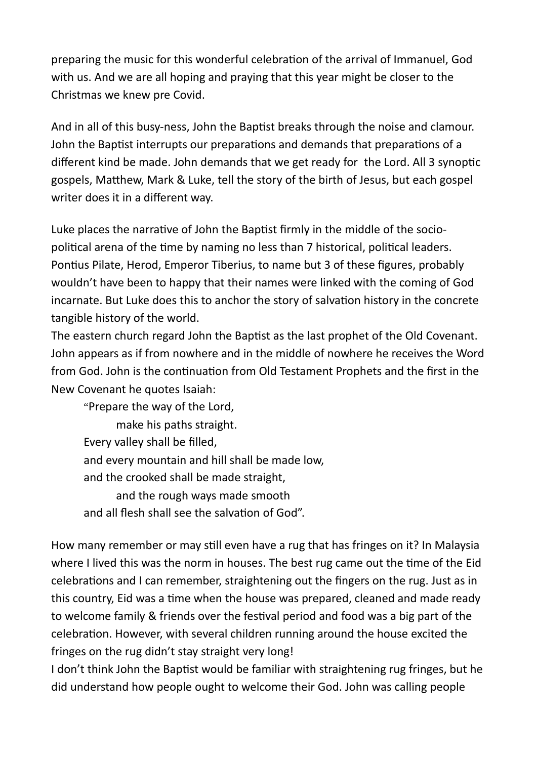preparing the music for this wonderful celebration of the arrival of Immanuel, God with us. And we are all hoping and praying that this year might be closer to the Christmas we knew pre Covid.

And in all of this busy-ness, John the Baptist breaks through the noise and clamour. John the Baptist interrupts our preparations and demands that preparations of a different kind be made. John demands that we get ready for the Lord. All 3 synoptic gospels, Matthew, Mark & Luke, tell the story of the birth of Jesus, but each gospel writer does it in a different way.

Luke places the narrative of John the Baptist firmly in the middle of the socio-political arena of the time by naming no less than 7 historical, political leaders. Pontius Pilate, Herod, Emperor Tiberius, to name but 3 of these figures, probably wouldn't have been to happy that their names were linked with the coming of God incarnate. But Luke does this to anchor the story of salvation history in the concrete tangible history of the world.

The eastern church regard John the Baptist as the last prophet of the Old Covenant. John appears as if from nowhere and in the middle of nowhere he receives the Word from God. John is the continuation from Old Testament Prophets and the first in the New Covenant he quotes Isaiah:

> "Prepare the way of the Lord,
> make his paths straight.
> Every valley shall be filled,
> and every mountain and hill shall be made low,
> and the crooked shall be made straight,
> and the rough ways made smooth
> and all flesh shall see the salvation of God".

How many remember or may still even have a rug that has fringes on it? In Malaysia where I lived this was the norm in houses. The best rug came out the time of the Eid celebrations and I can remember, straightening out the fingers on the rug. Just as in this country, Eid was a time when the house was prepared, cleaned and made ready to welcome family & friends over the festival period and food was a big part of the celebration. However, with several children running around the house excited the fringes on the rug didn't stay straight very long!

I don't think John the Baptist would be familiar with straightening rug fringes, but he did understand how people ought to welcome their God. John was calling people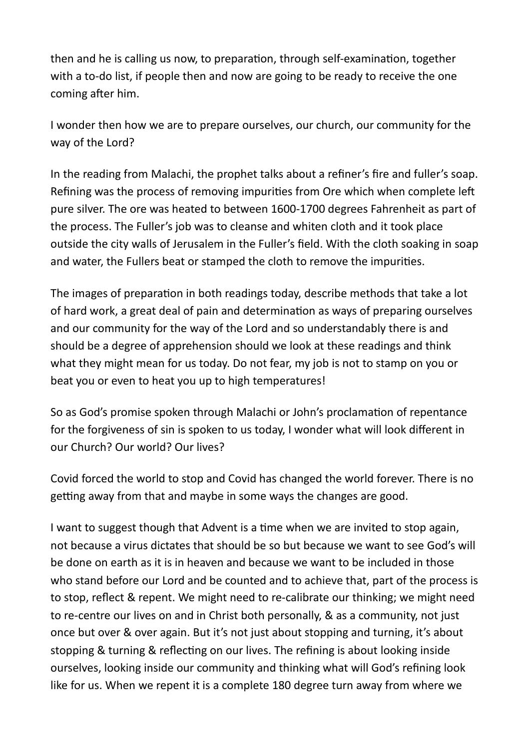then and he is calling us now, to preparation, through self-examination, together with a to-do list, if people then and now are going to be ready to receive the one coming after him.

I wonder then how we are to prepare ourselves, our church, our community for the way of the Lord?

In the reading from Malachi, the prophet talks about a refiner's fire and fuller's soap. Refining was the process of removing impurities from Ore which when complete left pure silver. The ore was heated to between 1600-1700 degrees Fahrenheit as part of the process. The Fuller's job was to cleanse and whiten cloth and it took place outside the city walls of Jerusalem in the Fuller's field. With the cloth soaking in soap and water, the Fullers beat or stamped the cloth to remove the impurities.

The images of preparation in both readings today, describe methods that take a lot of hard work, a great deal of pain and determination as ways of preparing ourselves and our community for the way of the Lord and so understandably there is and should be a degree of apprehension should we look at these readings and think what they might mean for us today. Do not fear, my job is not to stamp on you or beat you or even to heat you up to high temperatures!

So as God's promise spoken through Malachi or John's proclamation of repentance for the forgiveness of sin is spoken to us today, I wonder what will look different in our Church? Our world? Our lives?

Covid forced the world to stop and Covid has changed the world forever. There is no getting away from that and maybe in some ways the changes are good.

I want to suggest though that Advent is a time when we are invited to stop again, not because a virus dictates that should be so but because we want to see God's will be done on earth as it is in heaven and because we want to be included in those who stand before our Lord and be counted and to achieve that, part of the process is to stop, reflect & repent. We might need to re-calibrate our thinking; we might need to re-centre our lives on and in Christ both personally, & as a community, not just once but over & over again. But it's not just about stopping and turning, it's about stopping & turning & reflecting on our lives. The refining is about looking inside ourselves, looking inside our community and thinking what will God's refining look like for us. When we repent it is a complete 180 degree turn away from where we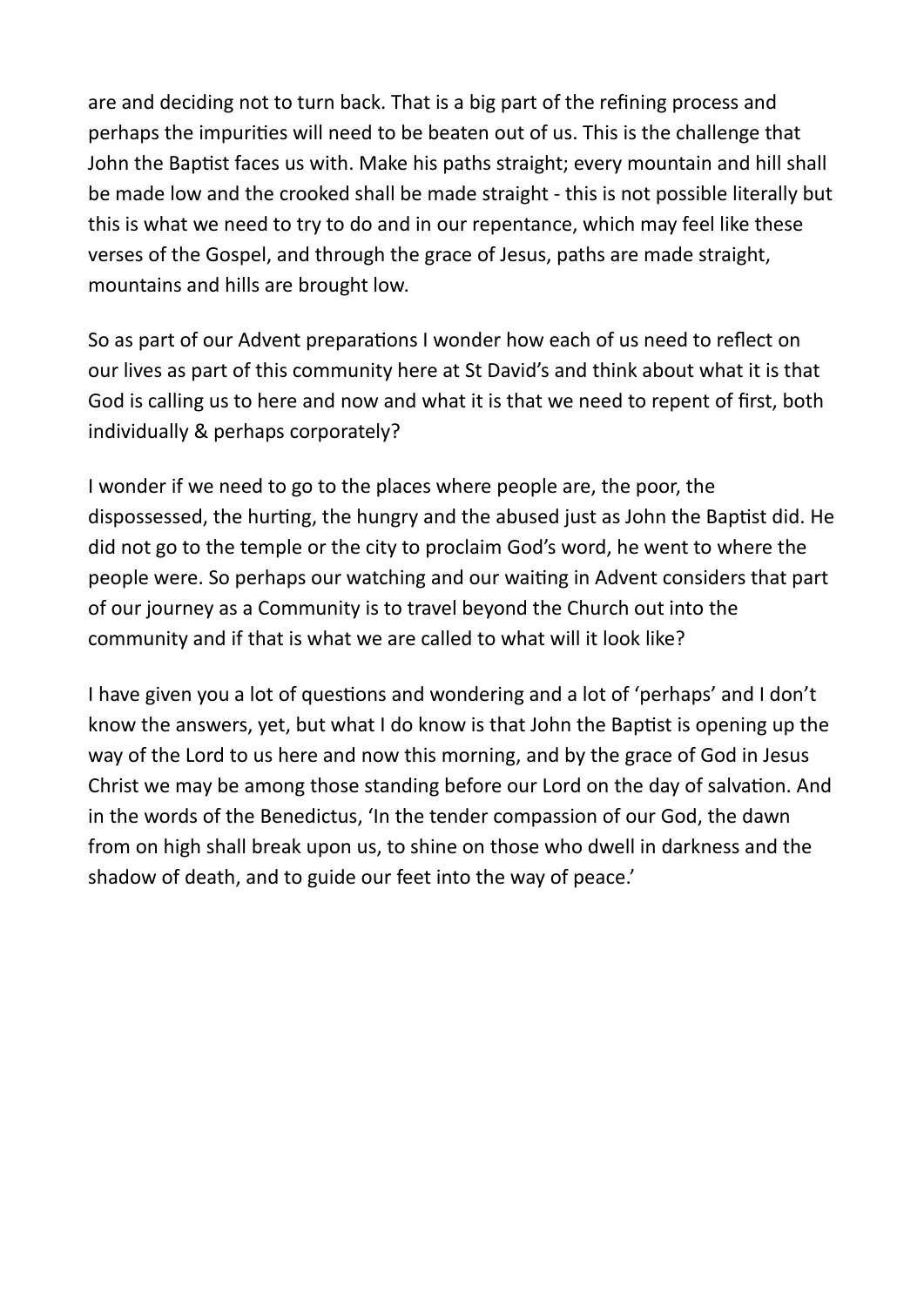are and deciding not to turn back. That is a big part of the refining process and perhaps the impurities will need to be beaten out of us. This is the challenge that John the Baptist faces us with. Make his paths straight; every mountain and hill shall be made low and the crooked shall be made straight - this is not possible literally but this is what we need to try to do and in our repentance, which may feel like these verses of the Gospel, and through the grace of Jesus, paths are made straight, mountains and hills are brought low.

So as part of our Advent preparations I wonder how each of us need to reflect on our lives as part of this community here at St David's and think about what it is that God is calling us to here and now and what it is that we need to repent of first, both individually & perhaps corporately?

I wonder if we need to go to the places where people are, the poor, the dispossessed, the hurting, the hungry and the abused just as John the Baptist did. He did not go to the temple or the city to proclaim God's word, he went to where the people were. So perhaps our watching and our waiting in Advent considers that part of our journey as a Community is to travel beyond the Church out into the community and if that is what we are called to what will it look like?

I have given you a lot of questions and wondering and a lot of 'perhaps' and I don't know the answers, yet, but what I do know is that John the Baptist is opening up the way of the Lord to us here and now this morning, and by the grace of God in Jesus Christ we may be among those standing before our Lord on the day of salvation. And in the words of the Benedictus, 'In the tender compassion of our God, the dawn from on high shall break upon us, to shine on those who dwell in darkness and the shadow of death, and to guide our feet into the way of peace.'